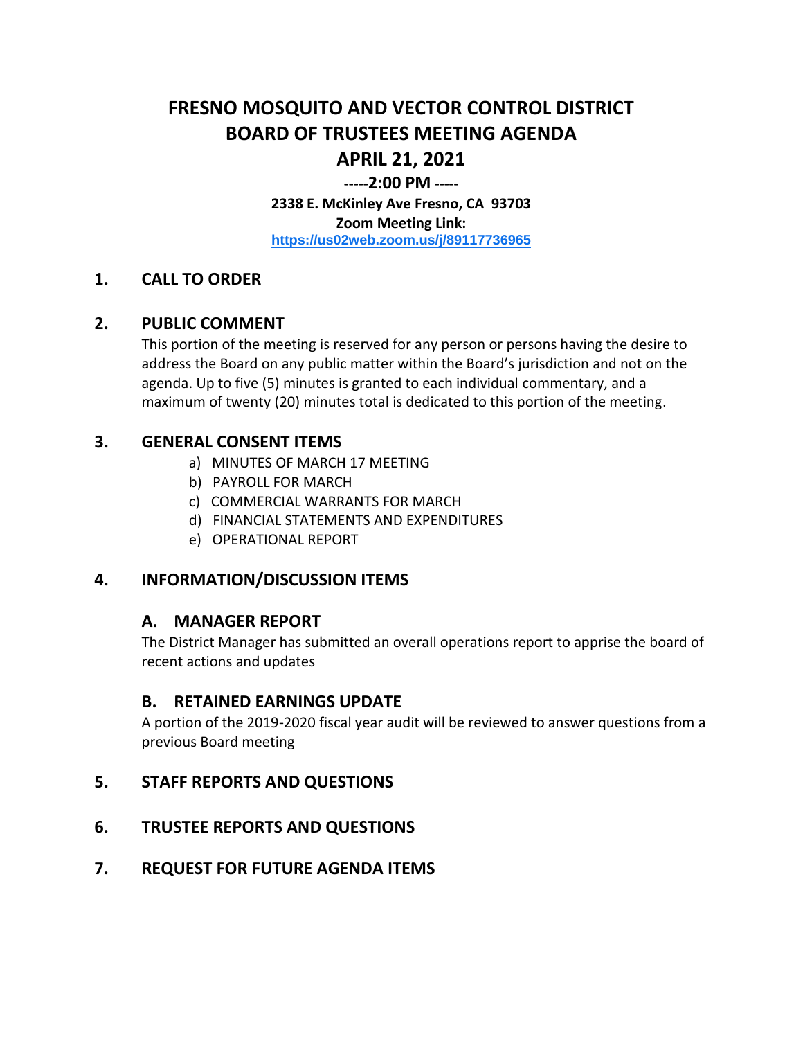# FRESNO MOSQUITO AND VECTOR CONTROL DISTRICT
# BOARD OF TRUSTEES MEETING AGENDA
# APRIL 21, 2021

**-----2:00 PM -----**

**2338 E. McKinley Ave Fresno, CA 93703**

**Zoom Meeting Link:**

**https://us02web.zoom.us/j/89117736965**

## 1. CALL TO ORDER

## 2. PUBLIC COMMENT

This portion of the meeting is reserved for any person or persons having the desire to address the Board on any public matter within the Board's jurisdiction and not on the agenda. Up to five (5) minutes is granted to each individual commentary, and a maximum of twenty (20) minutes total is dedicated to this portion of the meeting.

## 3. GENERAL CONSENT ITEMS

a) MINUTES OF MARCH 17 MEETING
b) PAYROLL FOR MARCH
c) COMMERCIAL WARRANTS FOR MARCH
d) FINANCIAL STATEMENTS AND EXPENDITURES
e) OPERATIONAL REPORT

## 4. INFORMATION/DISCUSSION ITEMS

### A. MANAGER REPORT

The District Manager has submitted an overall operations report to apprise the board of recent actions and updates

### B. RETAINED EARNINGS UPDATE

A portion of the 2019-2020 fiscal year audit will be reviewed to answer questions from a previous Board meeting

## 5. STAFF REPORTS AND QUESTIONS

## 6. TRUSTEE REPORTS AND QUESTIONS

## 7. REQUEST FOR FUTURE AGENDA ITEMS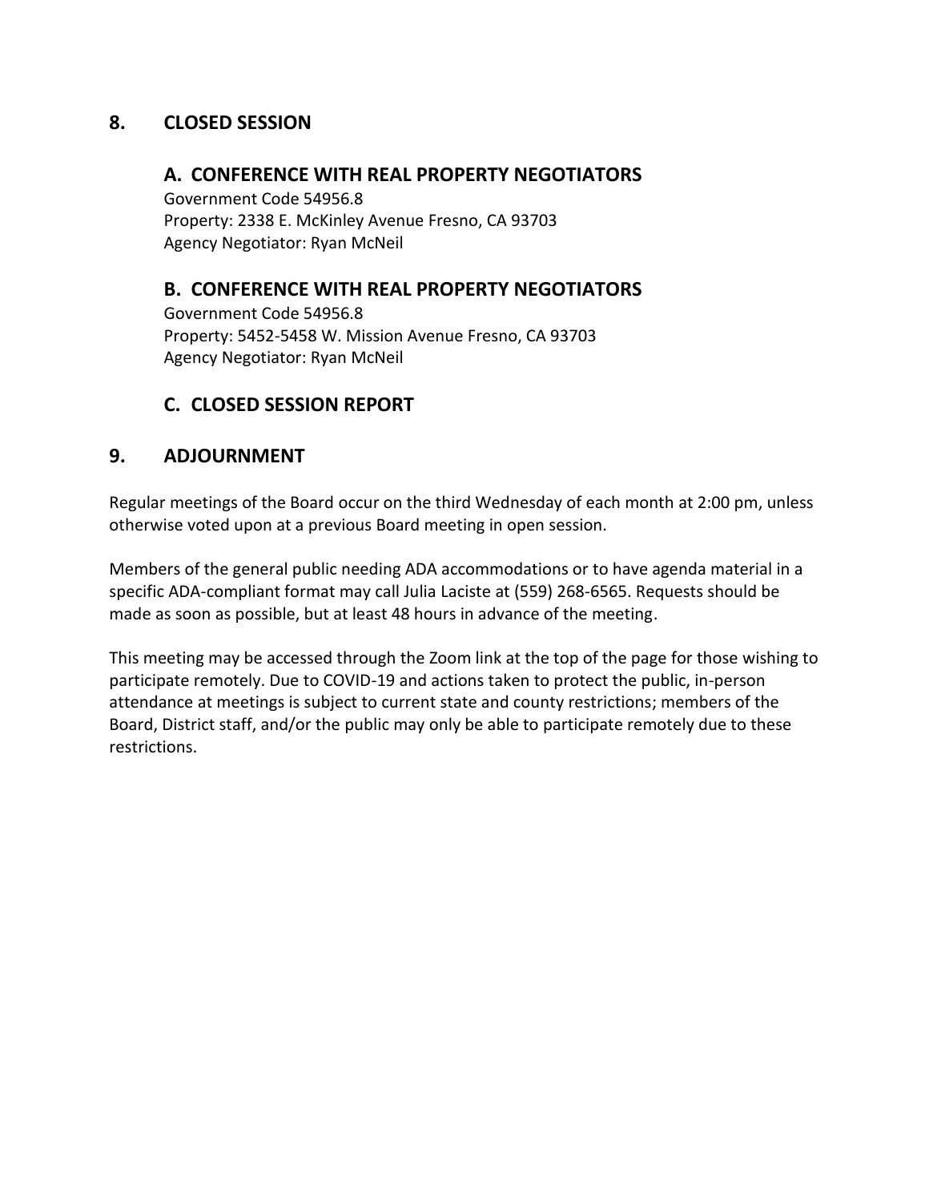## 8. CLOSED SESSION

### A. CONFERENCE WITH REAL PROPERTY NEGOTIATORS

Government Code 54956.8
Property: 2338 E. McKinley Avenue Fresno, CA 93703
Agency Negotiator: Ryan McNeil

### B. CONFERENCE WITH REAL PROPERTY NEGOTIATORS

Government Code 54956.8
Property: 5452-5458 W. Mission Avenue Fresno, CA 93703
Agency Negotiator: Ryan McNeil

### C. CLOSED SESSION REPORT

## 9. ADJOURNMENT

Regular meetings of the Board occur on the third Wednesday of each month at 2:00 pm, unless otherwise voted upon at a previous Board meeting in open session.

Members of the general public needing ADA accommodations or to have agenda material in a specific ADA-compliant format may call Julia Laciste at (559) 268-6565. Requests should be made as soon as possible, but at least 48 hours in advance of the meeting.

This meeting may be accessed through the Zoom link at the top of the page for those wishing to participate remotely. Due to COVID-19 and actions taken to protect the public, in-person attendance at meetings is subject to current state and county restrictions; members of the Board, District staff, and/or the public may only be able to participate remotely due to these restrictions.